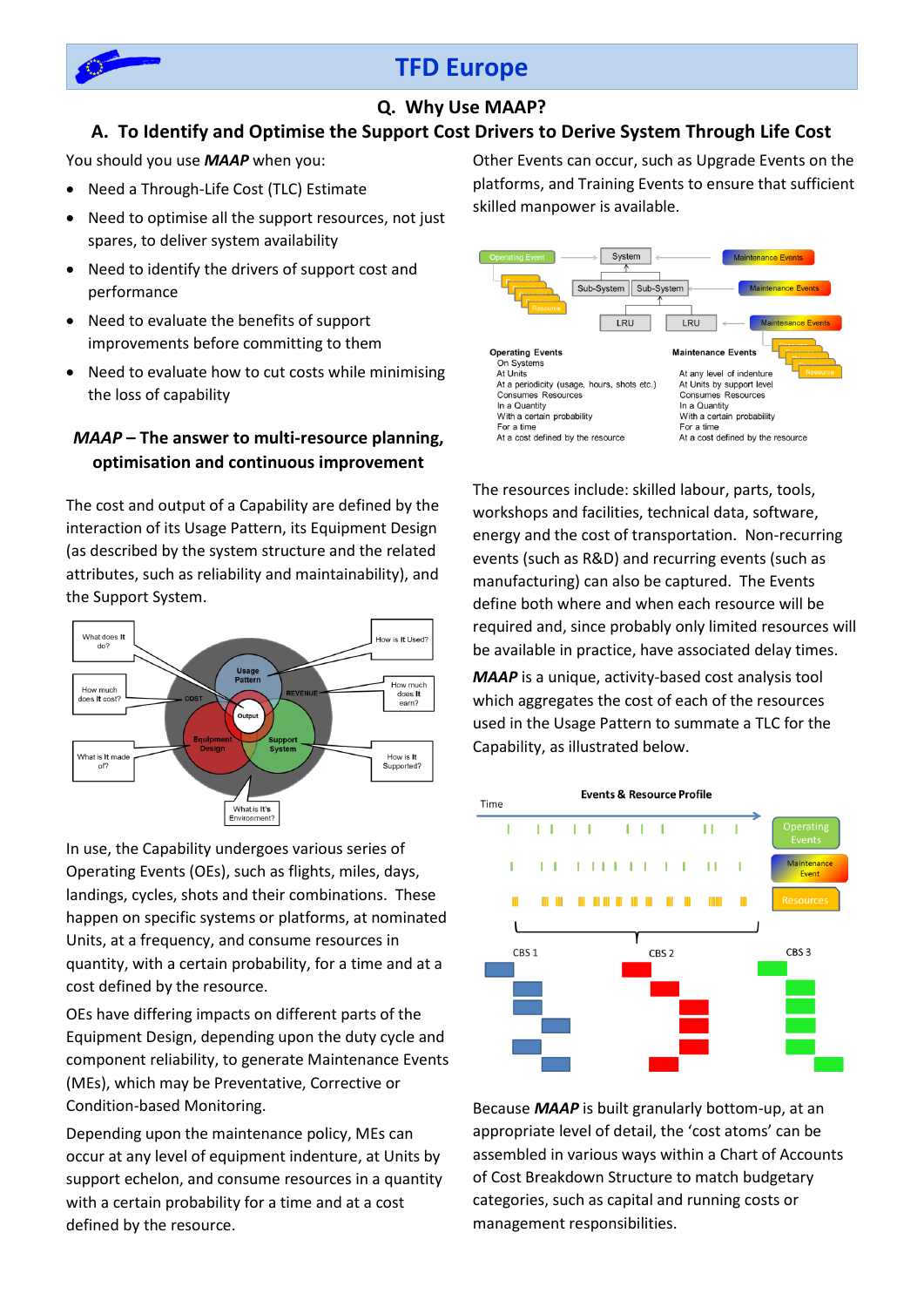# TFD Europe

## Q. Why Use MAAP?

## A. To Identify and Optimise the Support Cost Drivers to Derive System Through Life Cost

You should you use ***MAAP*** when you:

- Need a Through-Life Cost (TLC) Estimate
- Need to optimise all the support resources, not just spares, to deliver system availability
- Need to identify the drivers of support cost and performance
- Need to evaluate the benefits of support improvements before committing to them
- Need to evaluate how to cut costs while minimising the loss of capability

### *MAAP* – The answer to multi-resource planning, optimisation and continuous improvement

The cost and output of a Capability are defined by the interaction of its Usage Pattern, its Equipment Design (as described by the system structure and the related attributes, such as reliability and maintainability), and the Support System.

In use, the Capability undergoes various series of Operating Events (OEs), such as flights, miles, days, landings, cycles, shots and their combinations. These happen on specific systems or platforms, at nominated Units, at a frequency, and consume resources in quantity, with a certain probability, for a time and at a cost defined by the resource.

OEs have differing impacts on different parts of the Equipment Design, depending upon the duty cycle and component reliability, to generate Maintenance Events (MEs), which may be Preventative, Corrective or Condition-based Monitoring.

Depending upon the maintenance policy, MEs can occur at any level of equipment indenture, at Units by support echelon, and consume resources in a quantity with a certain probability for a time and at a cost defined by the resource.

Other Events can occur, such as Upgrade Events on the platforms, and Training Events to ensure that sufficient skilled manpower is available.

The resources include: skilled labour, parts, tools, workshops and facilities, technical data, software, energy and the cost of transportation. Non-recurring events (such as R&D) and recurring events (such as manufacturing) can also be captured. The Events define both where and when each resource will be required and, since probably only limited resources will be available in practice, have associated delay times.

***MAAP*** is a unique, activity-based cost analysis tool which aggregates the cost of each of the resources used in the Usage Pattern to summate a TLC for the Capability, as illustrated below.

Because ***MAAP*** is built granularly bottom-up, at an appropriate level of detail, the 'cost atoms' can be assembled in various ways within a Chart of Accounts of Cost Breakdown Structure to match budgetary categories, such as capital and running costs or management responsibilities.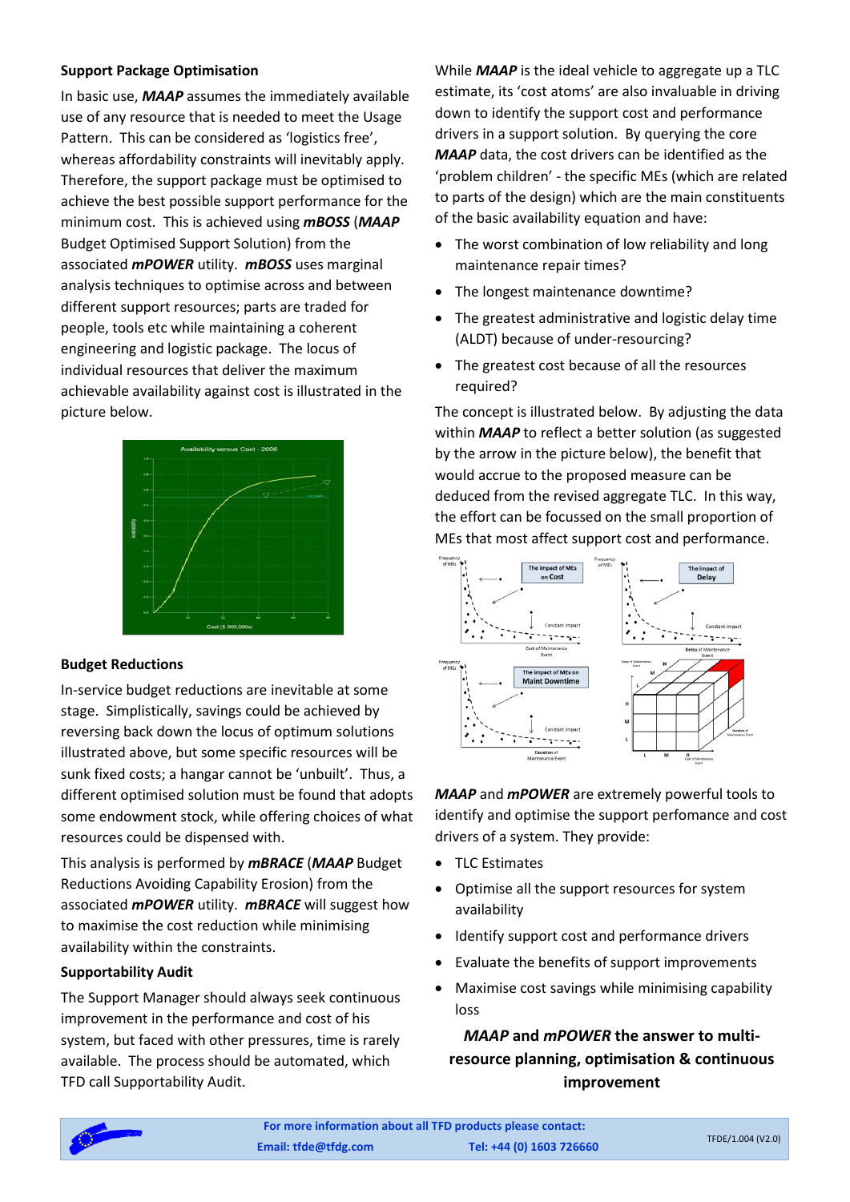### Support Package Optimisation

In basic use, ***MAAP*** assumes the immediately available use of any resource that is needed to meet the Usage Pattern. This can be considered as 'logistics free', whereas affordability constraints will inevitably apply. Therefore, the support package must be optimised to achieve the best possible support performance for the minimum cost. This is achieved using ***mBOSS*** (***MAAP*** Budget Optimised Support Solution) from the associated ***mPOWER*** utility. ***mBOSS*** uses marginal analysis techniques to optimise across and between different support resources; parts are traded for people, tools etc while maintaining a coherent engineering and logistic package. The locus of individual resources that deliver the maximum achievable availability against cost is illustrated in the picture below.

Availability versus Cost - 2006

Availability

Cost ($ 000,000s)

### Budget Reductions

In-service budget reductions are inevitable at some stage. Simplistically, savings could be achieved by reversing back down the locus of optimum solutions illustrated above, but some specific resources will be sunk fixed costs; a hangar cannot be 'unbuilt'. Thus, a different optimised solution must be found that adopts some endowment stock, while offering choices of what resources could be dispensed with.

This analysis is performed by ***mBRACE*** (***MAAP*** Budget Reductions Avoiding Capability Erosion) from the associated ***mPOWER*** utility. ***mBRACE*** will suggest how to maximise the cost reduction while minimising availability within the constraints.

### Supportability Audit

The Support Manager should always seek continuous improvement in the performance and cost of his system, but faced with other pressures, time is rarely available. The process should be automated, which TFD call Supportability Audit.

While ***MAAP*** is the ideal vehicle to aggregate up a TLC estimate, its 'cost atoms' are also invaluable in driving down to identify the support cost and performance drivers in a support solution. By querying the core ***MAAP*** data, the cost drivers can be identified as the 'problem children' - the specific MEs (which are related to parts of the design) which are the main constituents of the basic availability equation and have:

- The worst combination of low reliability and long maintenance repair times?
- The longest maintenance downtime?
- The greatest administrative and logistic delay time (ALDT) because of under-resourcing?
- The greatest cost because of all the resources required?

The concept is illustrated below. By adjusting the data within ***MAAP*** to reflect a better solution (as suggested by the arrow in the picture below), the benefit that would accrue to the proposed measure can be deduced from the revised aggregate TLC. In this way, the effort can be focussed on the small proportion of MEs that most affect support cost and performance.

Frequency of MEs

The impact of MEs on Cost

Constant impact

Cost of Maintenance Event

Frequency of MEs

The impact of Delay

Constant impact

Delay of Maintenance Event

Frequency of MEs

The impact of MEs on Maint Downtime

Constant impact

Duration of Maintenance Event

Delay of Maintenance Event

H M L

H M L

L M H

Duration of Maintenance Event

Cost of Maintenance Event

***MAAP*** and ***mPOWER*** are extremely powerful tools to identify and optimise the support perfomance and cost drivers of a system. They provide:

- TLC Estimates
- Optimise all the support resources for system availability
- Identify support cost and performance drivers
- Evaluate the benefits of support improvements
- Maximise cost savings while minimising capability loss

***MAAP* and *mPOWER* the answer to multi-resource planning, optimisation & continuous improvement**

For more information about all TFD products please contact:
Email: tfde@tfdg.com Tel: +44 (0) 1603 726660

TFDE/1.004 (V2.0)